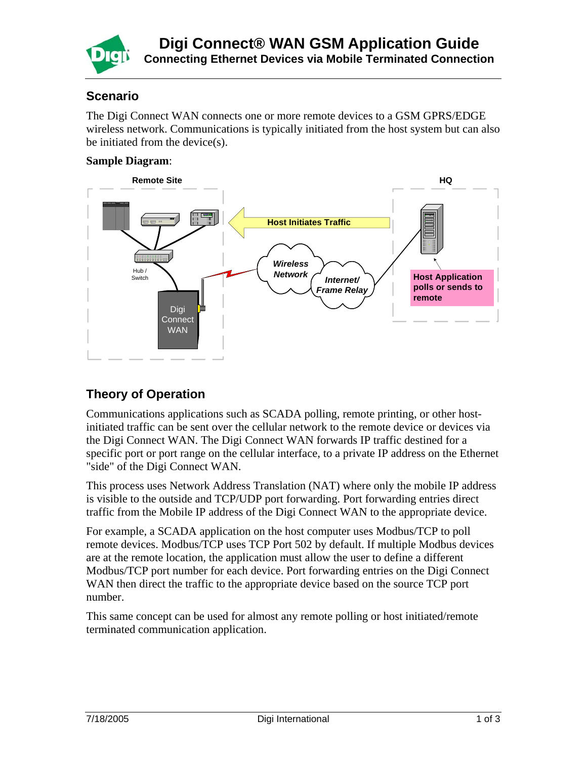# Digi Connect® WAN GSM Application Guide

**Connecting Ethernet Devices via Mobile Terminated Connection**

## Scenario

The Digi Connect WAN connects one or more remote devices to a GSM GPRS/EDGE wireless network. Communications is typically initiated from the host system but can also be initiated from the device(s).

**Sample Diagram**:

## Theory of Operation

Communications applications such as SCADA polling, remote printing, or other host-initiated traffic can be sent over the cellular network to the remote device or devices via the Digi Connect WAN. The Digi Connect WAN forwards IP traffic destined for a specific port or port range on the cellular interface, to a private IP address on the Ethernet "side" of the Digi Connect WAN.

This process uses Network Address Translation (NAT) where only the mobile IP address is visible to the outside and TCP/UDP port forwarding. Port forwarding entries direct traffic from the Mobile IP address of the Digi Connect WAN to the appropriate device.

For example, a SCADA application on the host computer uses Modbus/TCP to poll remote devices. Modbus/TCP uses TCP Port 502 by default. If multiple Modbus devices are at the remote location, the application must allow the user to define a different Modbus/TCP port number for each device. Port forwarding entries on the Digi Connect WAN then direct the traffic to the appropriate device based on the source TCP port number.

This same concept can be used for almost any remote polling or host initiated/remote terminated communication application.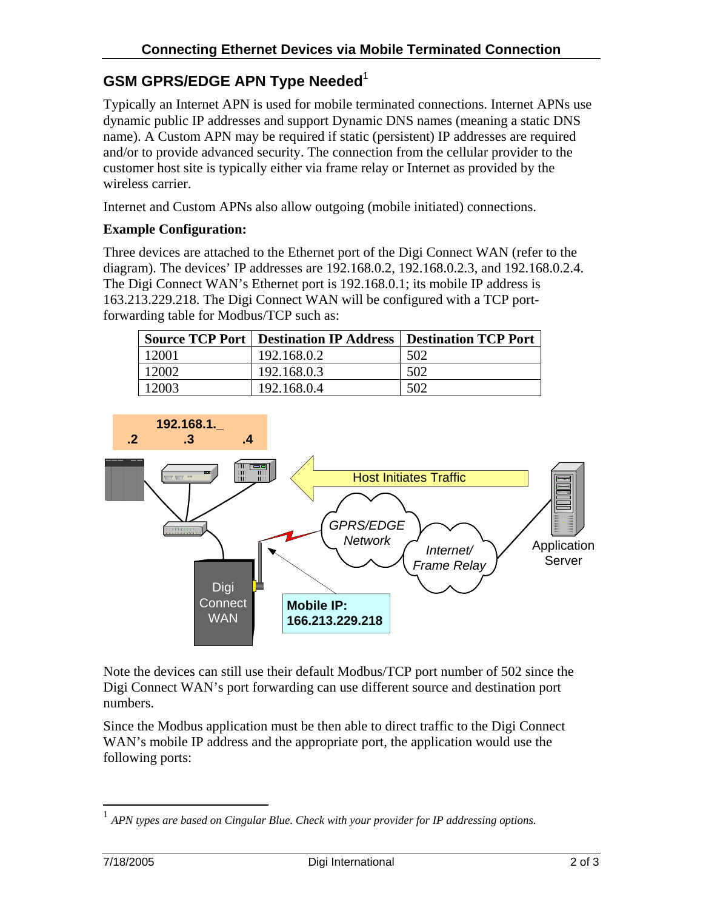## GSM GPRS/EDGE APN Type Needed[1]

Typically an Internet APN is used for mobile terminated connections. Internet APNs use dynamic public IP addresses and support Dynamic DNS names (meaning a static DNS name). A Custom APN may be required if static (persistent) IP addresses are required and/or to provide advanced security. The connection from the cellular provider to the customer host site is typically either via frame relay or Internet as provided by the wireless carrier.

Internet and Custom APNs also allow outgoing (mobile initiated) connections.

**Example Configuration:**

Three devices are attached to the Ethernet port of the Digi Connect WAN (refer to the diagram). The devices' IP addresses are 192.168.0.2, 192.168.0.2.3, and 192.168.0.2.4. The Digi Connect WAN's Ethernet port is 192.168.0.1; its mobile IP address is 163.213.229.218. The Digi Connect WAN will be configured with a TCP port-forwarding table for Modbus/TCP such as:

| Source TCP Port | Destination IP Address | Destination TCP Port |
| --- | --- | --- |
| 12001 | 192.168.0.2 | 502 |
| 12002 | 192.168.0.3 | 502 |
| 12003 | 192.168.0.4 | 502 |

192.168.1._
.2 .3 .4

Host Initiates Traffic

GPRS/EDGE Network

Internet/ Frame Relay

Application Server

Digi Connect WAN

**Mobile IP: 166.213.229.218**

Note the devices can still use their default Modbus/TCP port number of 502 since the Digi Connect WAN's port forwarding can use different source and destination port numbers.

Since the Modbus application must be then able to direct traffic to the Digi Connect WAN's mobile IP address and the appropriate port, the application would use the following ports:

---

[1] *APN types are based on Cingular Blue. Check with your provider for IP addressing options.*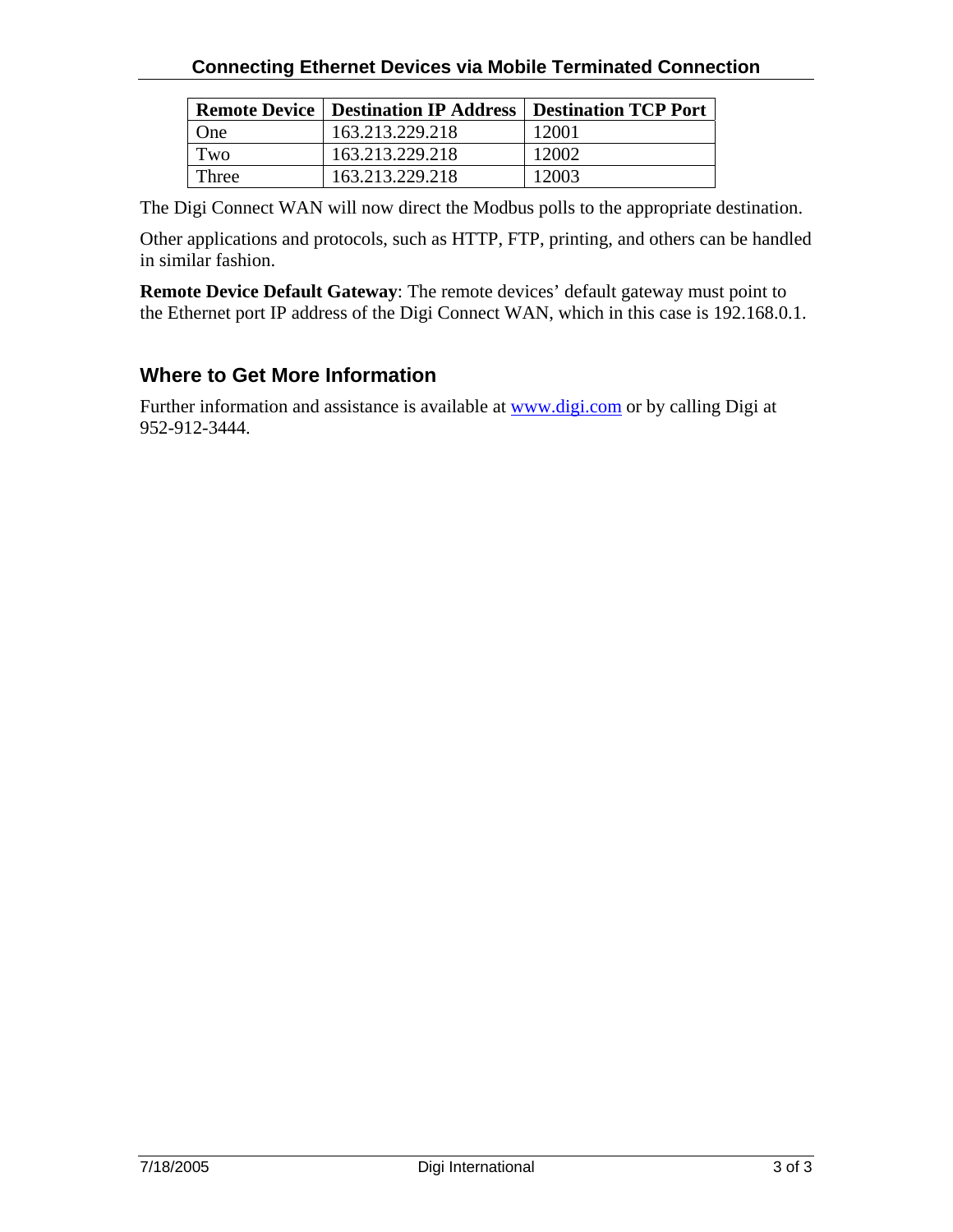| Remote Device | Destination IP Address | Destination TCP Port |
|---|---|---|
| One | 163.213.229.218 | 12001 |
| Two | 163.213.229.218 | 12002 |
| Three | 163.213.229.218 | 12003 |

The Digi Connect WAN will now direct the Modbus polls to the appropriate destination.

Other applications and protocols, such as HTTP, FTP, printing, and others can be handled in similar fashion.

**Remote Device Default Gateway**: The remote devices' default gateway must point to the Ethernet port IP address of the Digi Connect WAN, which in this case is 192.168.0.1.

## Where to Get More Information

Further information and assistance is available at www.digi.com or by calling Digi at 952-912-3444.